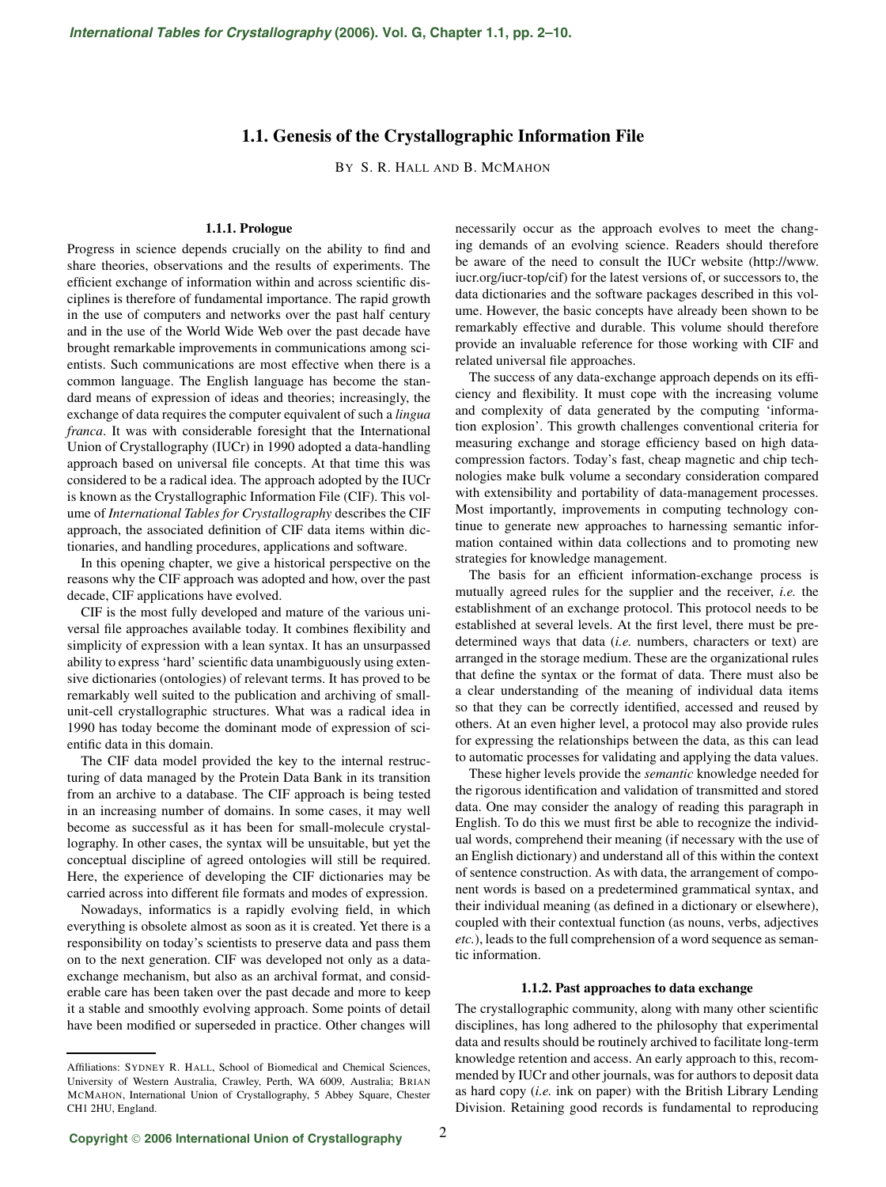# 1.1. Genesis of the Crystallographic Information File

BY S. R. HALL AND B. MCMAHON

## 1.1.1. Prologue

Progress in science depends crucially on the ability to find and share theories, observations and the results of experiments. The efficient exchange of information within and across scientific disciplines is therefore of fundamental importance. The rapid growth in the use of computers and networks over the past half century and in the use of the World Wide Web over the past decade have brought remarkable improvements in communications among scientists. Such communications are most effective when there is a common language. The English language has become the standard means of expression of ideas and theories; increasingly, the exchange of data requires the computer equivalent of such a *lingua franca*. It was with considerable foresight that the International Union of Crystallography (IUCr) in 1990 adopted a data-handling approach based on universal file concepts. At that time this was considered to be a radical idea. The approach adopted by the IUCr is known as the Crystallographic Information File (CIF). This volume of *International Tables for Crystallography* describes the CIF approach, the associated definition of CIF data items within dictionaries, and handling procedures, applications and software.

In this opening chapter, we give a historical perspective on the reasons why the CIF approach was adopted and how, over the past decade, CIF applications have evolved.

CIF is the most fully developed and mature of the various universal file approaches available today. It combines flexibility and simplicity of expression with a lean syntax. It has an unsurpassed ability to express 'hard' scientific data unambiguously using extensive dictionaries (ontologies) of relevant terms. It has proved to be remarkably well suited to the publication and archiving of small-unit-cell crystallographic structures. What was a radical idea in 1990 has today become the dominant mode of expression of scientific data in this domain.

The CIF data model provided the key to the internal restructuring of data managed by the Protein Data Bank in its transition from an archive to a database. The CIF approach is being tested in an increasing number of domains. In some cases, it may well become as successful as it has been for small-molecule crystallography. In other cases, the syntax will be unsuitable, but yet the conceptual discipline of agreed ontologies will still be required. Here, the experience of developing the CIF dictionaries may be carried across into different file formats and modes of expression.

Nowadays, informatics is a rapidly evolving field, in which everything is obsolete almost as soon as it is created. Yet there is a responsibility on today's scientists to preserve data and pass them on to the next generation. CIF was developed not only as a data-exchange mechanism, but also as an archival format, and considerable care has been taken over the past decade and more to keep it a stable and smoothly evolving approach. Some points of detail have been modified or superseded in practice. Other changes will necessarily occur as the approach evolves to meet the changing demands of an evolving science. Readers should therefore be aware of the need to consult the IUCr website (http://www.iucr.org/iucr-top/cif) for the latest versions of, or successors to, the data dictionaries and the software packages described in this volume. However, the basic concepts have already been shown to be remarkably effective and durable. This volume should therefore provide an invaluable reference for those working with CIF and related universal file approaches.

The success of any data-exchange approach depends on its efficiency and flexibility. It must cope with the increasing volume and complexity of data generated by the computing 'information explosion'. This growth challenges conventional criteria for measuring exchange and storage efficiency based on high data-compression factors. Today's fast, cheap magnetic and chip technologies make bulk volume a secondary consideration compared with extensibility and portability of data-management processes. Most importantly, improvements in computing technology continue to generate new approaches to harnessing semantic information contained within data collections and to promoting new strategies for knowledge management.

The basis for an efficient information-exchange process is mutually agreed rules for the supplier and the receiver, *i.e.* the establishment of an exchange protocol. This protocol needs to be established at several levels. At the first level, there must be predetermined ways that data (*i.e.* numbers, characters or text) are arranged in the storage medium. These are the organizational rules that define the syntax or the format of data. There must also be a clear understanding of the meaning of individual data items so that they can be correctly identified, accessed and reused by others. At an even higher level, a protocol may also provide rules for expressing the relationships between the data, as this can lead to automatic processes for validating and applying the data values.

These higher levels provide the *semantic* knowledge needed for the rigorous identification and validation of transmitted and stored data. One may consider the analogy of reading this paragraph in English. To do this we must first be able to recognize the individual words, comprehend their meaning (if necessary with the use of an English dictionary) and understand all of this within the context of sentence construction. As with data, the arrangement of component words is based on a predetermined grammatical syntax, and their individual meaning (as defined in a dictionary or elsewhere), coupled with their contextual function (as nouns, verbs, adjectives *etc.*), leads to the full comprehension of a word sequence as semantic information.

## 1.1.2. Past approaches to data exchange

The crystallographic community, along with many other scientific disciplines, has long adhered to the philosophy that experimental data and results should be routinely archived to facilitate long-term knowledge retention and access. An early approach to this, recommended by IUCr and other journals, was for authors to deposit data as hard copy (*i.e.* ink on paper) with the British Library Lending Division. Retaining good records is fundamental to reproducing

---

Affiliations: SYDNEY R. HALL, School of Biomedical and Chemical Sciences, University of Western Australia, Crawley, Perth, WA 6009, Australia; BRIAN MCMAHON, International Union of Crystallography, 5 Abbey Square, Chester CH1 2HU, England.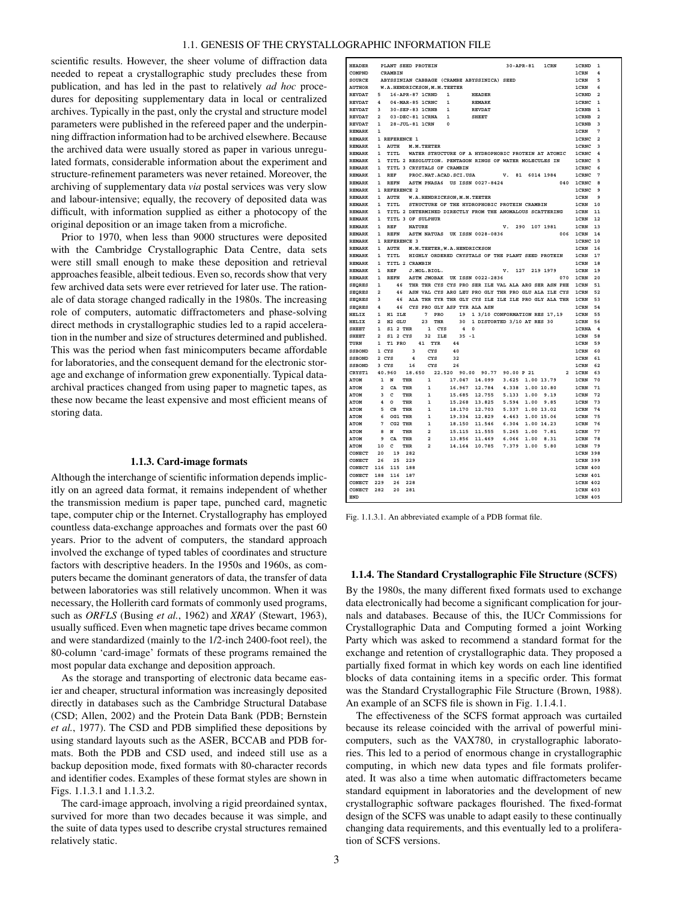scientific results. However, the sheer volume of diffraction data needed to repeat a crystallographic study precludes these from publication, and has led in the past to relatively *ad hoc* procedures for depositing supplementary data in local or centralized archives. Typically in the past, only the crystal and structure model parameters were published in the refereed paper and the underpinning diffraction information had to be archived elsewhere. Because the archived data were usually stored as paper in various unregulated formats, considerable information about the experiment and structure-refinement parameters was never retained. Moreover, the archiving of supplementary data *via* postal services was very slow and labour-intensive; equally, the recovery of deposited data was difficult, with information supplied as either a photocopy of the original deposition or an image taken from a microfiche.

Prior to 1970, when less than 9000 structures were deposited with the Cambridge Crystallographic Data Centre, data sets were still small enough to make these deposition and retrieval approaches feasible, albeit tedious. Even so, records show that very few archived data sets were ever retrieved for later use. The rationale of data storage changed radically in the 1980s. The increasing role of computers, automatic diffractometers and phase-solving direct methods in crystallographic studies led to a rapid acceleration in the number and size of structures determined and published. This was the period when fast minicomputers became affordable for laboratories, and the consequent demand for the electronic storage and exchange of information grew exponentially. Typical data-archival practices changed from using paper to magnetic tapes, as these now became the least expensive and most efficient means of storing data.

### 1.1.3. Card-image formats

Although the interchange of scientific information depends implicitly on an agreed data format, it remains independent of whether the transmission medium is paper tape, punched card, magnetic tape, computer chip or the Internet. Crystallography has employed countless data-exchange approaches and formats over the past 60 years. Prior to the advent of computers, the standard approach involved the exchange of typed tables of coordinates and structure factors with descriptive headers. In the 1950s and 1960s, as computers became the dominant generators of data, the transfer of data between laboratories was still relatively uncommon. When it was necessary, the Hollerith card formats of commonly used programs, such as *ORFLS* (Busing *et al.*, 1962) and *XRAY* (Stewart, 1963), usually sufficed. Even when magnetic tape drives became common and were standardized (mainly to the 1/2-inch 2400-foot reel), the 80-column 'card-image' formats of these programs remained the most popular data exchange and deposition approach.

As the storage and transporting of electronic data became easier and cheaper, structural information was increasingly deposited directly in databases such as the Cambridge Structural Database (CSD; Allen, 2002) and the Protein Data Bank (PDB; Bernstein *et al.*, 1977). The CSD and PDB simplified these depositions by using standard layouts such as the ASER, BCCAB and PDB formats. Both the PDB and CSD used, and indeed still use as a backup deposition mode, fixed formats with 80-character records and identifier codes. Examples of these format styles are shown in Figs. 1.1.3.1 and 1.1.3.2.

The card-image approach, involving a rigid preordained syntax, survived for more than two decades because it was simple, and the suite of data types used to describe crystal structures remained relatively static.

```
HEADER    PLANT SEED PROTEIN                      30-APR-81   1CRN      1CRND  1
COMPND    CRAMBIN                                                       1CRN   4
SOURCE    ABYSSINIAN CABBAGE (CRAMBE ABYSSINICA) SEED                   1CRN   5
AUTHOR    W.A.HENDRICKSON,M.M.TEETER                                    1CRN   6
REVDAT   5   16-APR-87 1CRND   1       HEADER                           1CRND  2
REVDAT   4   04-MAR-85 1CRNC   1       REMARK                           1CRNC  1
REVDAT   3   30-SEP-83 1CRNB   1       REVDAT                           1CRNB  1
REVDAT   2   03-DEC-81 1CRNA   1       SHEET                            1CRNB  2
REVDAT   1   28-JUL-81 1CRN    0                                        1CRNB  3
REMARK   1                                                              1CRN   7
REMARK   1 REFERENCE 1                                                  1CRNC  2
REMARK   1  AUTH   M.M.TEETER                                           1CRNC  3
REMARK   1  TITL   WATER STRUCTURE OF A HYDROPHOBIC PROTEIN AT ATOMIC   1CRNC  4
REMARK   1  TITL 2 RESOLUTION. PENTAGON RINGS OF WATER MOLECULES IN     1CRNC  5
REMARK   1  TITL 3 CRYSTALS OF CRAMBIN                                  1CRNC  6
REMARK   1  REF    PROC.NAT.ACAD.SCI.USA         V.  81  6014 1984      1CRNC  7
REMARK   1  REFN   ASTM PNASA6  US ISSN 0027-8424                   040 1CRNC  8
REMARK   1 REFERENCE 2                                                  1CRNC  9
REMARK   1  AUTH   W.A.HENDRICKSON,M.M.TEETER                           1CRN   9
REMARK   1  TITL   STRUCTURE OF THE HYDROPHOBIC PROTEIN CRAMBIN         1CRN  10
REMARK   1  TITL 2 DETERMINED DIRECTLY FROM THE ANOMALOUS SCATTERING     1CRN  11
REMARK   1  TITL 3 OF SULPHUR                                           1CRN  12
REMARK   1  REF    NATURE                        V. 290  107 1981       1CRN  13
REMARK   1  REFN   ASTM NATUAS  UK ISSN 0028-0836                   006 1CRN  14
REMARK   1 REFERENCE 3                                                  1CRNC 10
REMARK   1  AUTH   M.M.TEETER,W.A.HENDRICKSON                           1CRN  16
REMARK   1  TITL   HIGHLY ORDERED CRYSTALS OF THE PLANT SEED PROTEIN    1CRN  17
REMARK   1  TITL 2 CRAMBIN                                              1CRN  18
REMARK   1  REF    J.MOL.BIOL.                   V. 127  219 1979       1CRN  19
REMARK   1  REFN   ASTM JMOBAK  UK ISSN 0022-2836                   070 1CRN  20
SEQRES   1     46  THR THR CYS CYS PRO SER ILE VAL ALA ARG SER ASN PHE  1CRN  51
SEQRES   2     46  ASN VAL CYS ARG LEU PRO GLY THR PRO GLU ALA ILE CYS  1CRN  52
SEQRES   3     46  ALA THR TYR THR GLY CYS ILE ILE ILE PRO GLY ALA THR  1CRN  53
SEQRES   4     46  CYS PRO GLY ASP TYR ALA ASN                          1CRN  54
HELIX    1  H1 ILE      7  PRO     19  1 3/10 CONFORMATION RES 17,19    1CRN  55
HELIX    2  H2 GLU     23  THR     30  1 DISTORTED 3/10 AT RES 30       1CRN  56
SHEET    1  S1 2 THR     1  CYS     4  0                                1CRNA  4
SHEET    2  S1 2 CYS    32  ILE    35 -1                                1CRN  58
TURN     1  T1 PRO    41  TYR    44                                     1CRN  59
SSBOND   1 CYS      3    CYS     40                                     1CRN  60
SSBOND   2 CYS      4    CYS     32                                     1CRN  61
SSBOND   3 CYS     16    CYS     26                                     1CRN  62
CRYST1   40.960   18.650   22.520  90.00  90.77  90.00 P 21         2   1CRN  63
ATOM      1  N   THR     1      17.047  14.099   3.625  1.00 13.79     1CRN  70
ATOM      2  CA  THR     1      16.967  12.784   4.338  1.00 10.80     1CRN  71
ATOM      3  C   THR     1      15.685  12.755   5.133  1.00  9.19     1CRN  72
ATOM      4  O   THR     1      15.268  13.825   5.594  1.00  9.85     1CRN  73
ATOM      5  CB  THR     1      18.170  12.703   5.337  1.00 13.02     1CRN  74
ATOM      6  OG1 THR     1      19.334  12.829   4.463  1.00 15.06     1CRN  75
ATOM      7  CG2 THR     1      18.150  11.546   6.304  1.00 14.23     1CRN  76
ATOM      8  N   THR     2      15.115  11.555   5.265  1.00  7.81     1CRN  77
ATOM      9  CA  THR     2      13.856  11.469   6.066  1.00  8.31     1CRN  78
ATOM     10  C   THR     2      14.164  10.785   7.379  1.00  5.80     1CRN  79
CONECT   20   19  282                                               1CRN 398
CONECT   26   25  229                                               1CRN 399
CONECT  116  115  188                                               1CRN 400
CONECT  188  116  187                                               1CRN 401
CONECT  229   26  228                                               1CRN 402
CONECT  282   20  281                                               1CRN 403
END                                                                 1CRN 405
```

Fig. 1.1.3.1. An abbreviated example of a PDB format file.

### 1.1.4. The Standard Crystallographic File Structure (SCFS)

By the 1980s, the many different fixed formats used to exchange data electronically had become a significant complication for journals and databases. Because of this, the IUCr Commissions for Crystallographic Data and Computing formed a joint Working Party which was asked to recommend a standard format for the exchange and retention of crystallographic data. They proposed a partially fixed format in which key words on each line identified blocks of data containing items in a specific order. This format was the Standard Crystallographic File Structure (Brown, 1988). An example of an SCFS file is shown in Fig. 1.1.4.1.

The effectiveness of the SCFS format approach was curtailed because its release coincided with the arrival of powerful minicomputers, such as the VAX780, in crystallographic laboratories. This led to a period of enormous change in crystallographic computing, in which new data types and file formats proliferated. It was also a time when automatic diffractometers became standard equipment in laboratories and the development of new crystallographic software packages flourished. The fixed-format design of the SCFS was unable to adapt easily to these continually changing data requirements, and this eventually led to a proliferation of SCFS versions.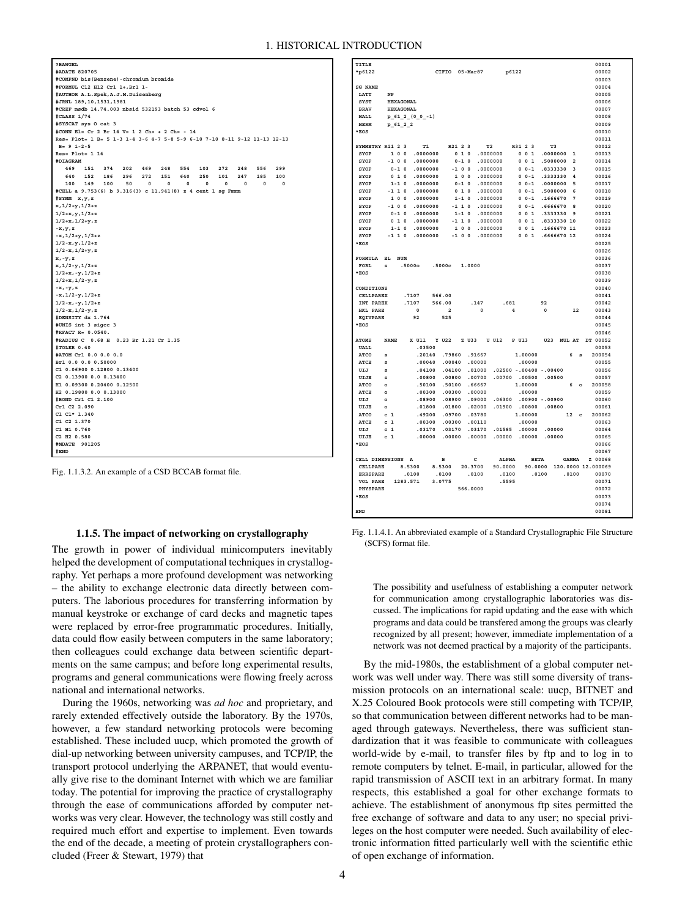```
?BAWGEL
#ADATE 820705
#COMPND bis(Benzene)-chromium bromide
#FORMUL C12 H12 Cr1 1+,Br1 1-
#AUTHOR A.L.Spek,A.J.M.Duisenberg
#JRNL 189,10,1531,1981
#CREF msdb 14.74.003 nbsid 532193 batch 53 cdvol 6
#CLASS 1/74
#SYSCAT sys O cat 3
#CONN El= Cr 2 Br 14 V= 1 2 Ch= + 2 Ch= - 14
Res= Plot= 1 B= 5 1-3 1-4 3-6 4-7 5-8 5-9 6-10 7-10 8-11 9-12 11-13 12-13
 B= 9 1-2-5
Res= Plot= 1 14
#DIAGRAM
  469   151   374   202   469   248   554   103   272   248   556   299
  640   152   186   296   272   151   640   250   101   247   185   100
  100   149   100    50     0     0     0     0     0     0     0     0
#CELL a 9.753(6) b 9.316(3) c 11.941(8) z 4 cent 1 sg Fmmm
#SYMM  x,y,z
x,1/2+y,1/2+z
1/2+x,y,1/2+z
1/2+x,1/2+y,z
-x,y,z
-x,1/2+y,1/2+z
1/2-x,y,1/2+z
1/2-x,1/2+y,z
x,-y,z
x,1/2-y,1/2+z
1/2+x,-y,1/2+z
1/2+x,1/2-y,z
-x,-y,z
-x,1/2-y,1/2+z
1/2-x,-y,1/2+z
1/2-x,1/2-y,z
#DENSITY dx 1.764
#UNIS int 3 sigcc 3
#RFACT R= 0.0540.
#RADIUS C  0.68 H  0.23 Br 1.21 Cr 1.35
#TOLER 0.40
#ATOM Cr1 0.0 0.0 0.0
Br1 0.0 0.0 0.50000
C1 0.06900 0.12800 0.13400
C2 0.13900 0.0 0.13400
H1 0.09300 0.20400 0.12500
H2 0.19800 0.0 0.13000
#BOND Cr1 C1 2.100
Cr1 C2 2.090
C1 C1* 1.340
C1 C2 1.370
C1 H1 0.760
C2 H2 0.580
#MDATE  901205
#END
```

Fig. 1.1.3.2. An example of a CSD BCCAB format file.

```
TITLE                                                            00001
*p6122                CIFIO  05-Mar87      p6122                 00002
                                                                 00003
SG NAME                                                          00004
 LATT     NP                                                     00005
 SYST     HEXAGONAL                                              00006
 BRAV     HEXAGONAL                                              00007
 HALL     p_61_2_(0_0_-1)                                        00008
 HERM     p_61_2_2                                               00009
*EOS                                                             00010
                                                                 00011
SYMMETRY R11 2 3     T1      R21 2 3     T2      R31 2 3     T3  00012
 SYOP     1 0 0  .0000000    0 1 0  .0000000    0 0 1  .0000000  1  00013
 SYOP    -1 0 0  .0000000    0-1 0  .0000000    0 0 1  .5000000  2  00014
 SYOP     0-1 0  .0000000   -1 0 0  .0000000    0 0-1  .8333330  3  00015
 SYOP     0 1 0  .0000000    1 0 0  .0000000    0 0-1  .3333330  4  00016
 SYOP     1-1 0  .0000000    0-1 0  .0000000    0 0-1  .0000000  5  00017
 SYOP    -1 1 0  .0000000    0 1 0  .0000000    0 0-1  .5000000  6  00018
 SYOP     1 0 0  .0000000    1-1 0  .0000000    0 0-1  .1666670  7  00019
 SYOP    -1 0 0  .0000000   -1 1 0  .0000000    0 0-1  .6666670  8  00020
 SYOP     0-1 0  .0000000    1-1 0  .0000000    0 0 1  .3333330  9  00021
 SYOP     0 1 0  .0000000   -1 1 0  .0000000    0 0 1  .8333330 10  00022
 SYOP     1-1 0  .0000000    1 0 0  .0000000    0 0 1  .1666670 11  00023
 SYOP    -1 1 0  .0000000   -1 0 0  .0000000    0 0 1  .6666670 12  00024
*EOS                                                             00025
                                                                 00026
FORMULA  EL  NUM                                                 00036
 FORL    s    .5000o    .5000c   1.0000                          00037
*EOS                                                             00038
                                                                 00039
CONDITIONS                                                       00040
 CELLPAREX      .7107    566.00                                  00041
 INT PAREX      .7107    566.00      .147      .681       92     00042
 HKL PARE          0         2          0         4        0        12  00043
 EQIVPARE         92       525                                   00044
*EOS                                                             00045
                                                                 00046
ATOMS    NAME     X U11   Y U22   Z U33   U U12   P U13    U23  MUL AT  DT 00052
 UALL             .03500                                         00053
 ATCO    s        .20140  .79860  .91667         1.00000          6  s  200054
 ATCE    s        .00040  .00040  .00000          .00000                00055
 UIJ     s        .04100  .04100  .01000  .02500 -.00400 -.00400       00056
 UIJE    s        .00800  .00800  .00700  .00700  .00500  .00500       00057
 ATCO    o        .50100  .50100  .66667         1.00000          6  o  200058
 ATCE    o        .00300  .00300  .00000          .00000                00059
 UIJ     o        .08900  .08900  .09000  .06300  .00900 -.00900       00060
 UIJE    o        .01800  .01800  .02000  .01900  .00800  .00800       00061
 ATCO    c 1      .49200  .09700  .03780         1.00000         12  c  200062
 ATCE    c 1      .00300  .00300  .00110          .00000                00063
 UIJ     c 1      .03170  .03170  .03170  .01585  .00000  .00000       00064
 UIJE    c 1      .00000  .00000  .00000  .00000  .00000  .00000       00065
*EOS                                                             00066
                                                                 00067
CELL DIMENSIONS  A         B         C       ALPHA    BETA     GAMMA   Z 00068
 CELLPARE     8.5300    8.5300   20.3700   90.0000   90.0000  120.0000 12.000069
 ERRSPARE      .0100     .0100     .0100     .0100     .0100     .0100   00070
 VOL PARE   1283.571    3.0775               .5595                      00071
 PHYSPARE                      566.0000                                 00072
*EOS                                                             00073
                                                                 00074
END                                                              00081
```

Fig. 1.1.4.1. An abbreviated example of a Standard Crystallographic File Structure (SCFS) format file.

### 1.1.5. The impact of networking on crystallography

The growth in power of individual minicomputers inevitably helped the development of computational techniques in crystallography. Yet perhaps a more profound development was networking – the ability to exchange electronic data directly between computers. The laborious procedures for transferring information by manual keystroke or exchange of card decks and magnetic tapes were replaced by error-free programmatic procedures. Initially, data could flow easily between computers in the same laboratory; then colleagues could exchange data between scientific departments on the same campus; and before long experimental results, programs and general communications were flowing freely across national and international networks.

During the 1960s, networking was *ad hoc* and proprietary, and rarely extended effectively outside the laboratory. By the 1970s, however, a few standard networking protocols were becoming established. These included uucp, which promoted the growth of dial-up networking between university campuses, and TCP/IP, the transport protocol underlying the ARPANET, that would eventually give rise to the dominant Internet with which we are familiar today. The potential for improving the practice of crystallography through the ease of communications afforded by computer networks was very clear. However, the technology was still costly and required much effort and expertise to implement. Even towards the end of the decade, a meeting of protein crystallographers concluded (Freer & Stewart, 1979) that

> The possibility and usefulness of establishing a computer network for communication among crystallographic laboratories was discussed. The implications for rapid updating and the ease with which programs and data could be transfered among the groups was clearly recognized by all present; however, immediate implementation of a network was not deemed practical by a majority of the participants.

By the mid-1980s, the establishment of a global computer network was well under way. There was still some diversity of transmission protocols on an international scale: uucp, BITNET and X.25 Coloured Book protocols were still competing with TCP/IP, so that communication between different networks had to be managed through gateways. Nevertheless, there was sufficient standardization that it was feasible to communicate with colleagues world-wide by e-mail, to transfer files by ftp and to log in to remote computers by telnet. E-mail, in particular, allowed for the rapid transmission of ASCII text in an arbitrary format. In many respects, this established a goal for other exchange formats to achieve. The establishment of anonymous ftp sites permitted the free exchange of software and data to any user; no special privileges on the host computer were needed. Such availability of electronic information fitted particularly well with the scientific ethic of open exchange of information.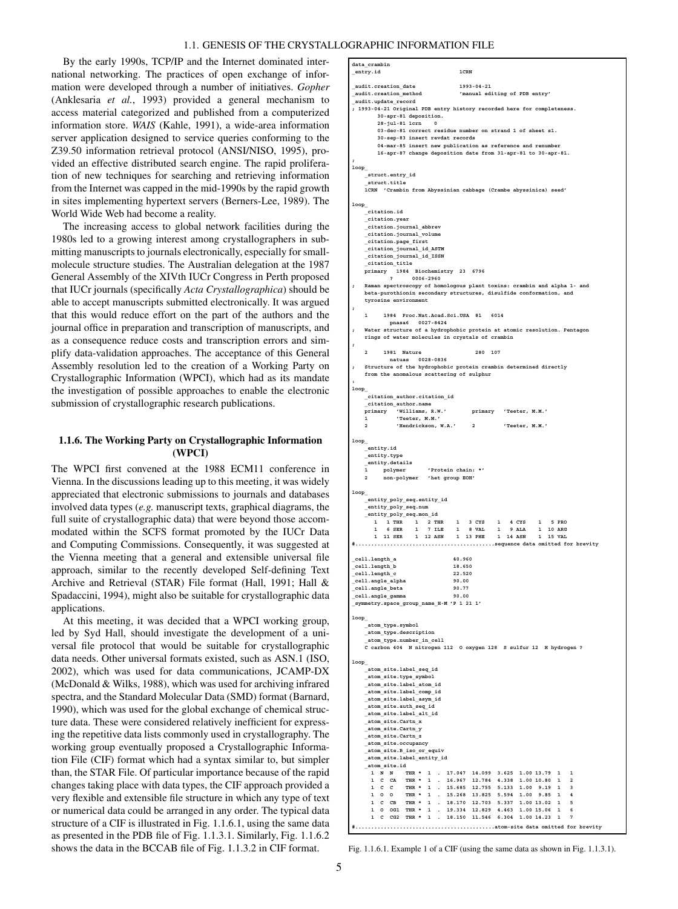By the early 1990s, TCP/IP and the Internet dominated international networking. The practices of open exchange of information were developed through a number of initiatives. *Gopher* (Anklesaria *et al.*, 1993) provided a general mechanism to access material categorized and published from a computerized information store. *WAIS* (Kahle, 1991), a wide-area information server application designed to service queries conforming to the Z39.50 information retrieval protocol (ANSI/NISO, 1995), provided an effective distributed search engine. The rapid proliferation of new techniques for searching and retrieving information from the Internet was capped in the mid-1990s by the rapid growth in sites implementing hypertext servers (Berners-Lee, 1989). The World Wide Web had become a reality.

The increasing access to global network facilities during the 1980s led to a growing interest among crystallographers in submitting manuscripts to journals electronically, especially for small-molecule structure studies. The Australian delegation at the 1987 General Assembly of the XIVth IUCr Congress in Perth proposed that IUCr journals (specifically *Acta Crystallographica*) should be able to accept manuscripts submitted electronically. It was argued that this would reduce effort on the part of the authors and the journal office in preparation and transcription of manuscripts, and as a consequence reduce costs and transcription errors and simplify data-validation approaches. The acceptance of this General Assembly resolution led to the creation of a Working Party on Crystallographic Information (WPCI), which had as its mandate the investigation of possible approaches to enable the electronic submission of crystallographic research publications.

## 1.1.6. The Working Party on Crystallographic Information (WPCI)

The WPCI first convened at the 1988 ECM11 conference in Vienna. In the discussions leading up to this meeting, it was widely appreciated that electronic submissions to journals and databases involved data types (*e.g.* manuscript texts, graphical diagrams, the full suite of crystallographic data) that were beyond those accommodated within the SCFS format promoted by the IUCr Data and Computing Commissions. Consequently, it was suggested at the Vienna meeting that a general and extensible universal file approach, similar to the recently developed Self-defining Text Archive and Retrieval (STAR) File format (Hall, 1991; Hall & Spadaccini, 1994), might also be suitable for crystallographic data applications.

At this meeting, it was decided that a WPCI working group, led by Syd Hall, should investigate the development of a universal file protocol that would be suitable for crystallographic data needs. Other universal formats existed, such as ASN.1 (ISO, 2002), which was used for data communications, JCAMP-DX (McDonald & Wilks, 1988), which was used for archiving infrared spectra, and the Standard Molecular Data (SMD) format (Barnard, 1990), which was used for the global exchange of chemical structure data. These were considered relatively inefficient for expressing the repetitive data lists commonly used in crystallography. The working group eventually proposed a Crystallographic Information File (CIF) format which had a syntax similar to, but simpler than, the STAR File. Of particular importance because of the rapid changes taking place with data types, the CIF approach provided a very flexible and extensible file structure in which any type of text or numerical data could be arranged in any order. The typical data structure of a CIF is illustrated in Fig. 1.1.6.1, using the same data as presented in the PDB file of Fig. 1.1.3.1. Similarly, Fig. 1.1.6.2 shows the data in the BCCAB file of Fig. 1.1.3.2 in CIF format.

```
data_crambin
_entry.id                          1CRN

_audit.creation_date               1993-04-21
_audit.creation_method             'manual editing of PDB entry'
_audit.update_record
; 1993-04-21 Original PDB entry history recorded here for completeness.
        30-apr-81 deposition.
        28-jul-81 1crn    0
        03-dec-81 correct residue number on strand 1 of sheet s1.
        30-sep-83 insert revdat records
        04-mar-85 insert new publication as reference and renumber
        16-apr-87 change deposition date from 31-apr-81 to 30-apr-81.
;
loop_
    _struct.entry_id
    _struct.title
    1CRN  'Crambin from Abyssinian cabbage (Crambe abyssinica) seed'

loop_
    _citation.id
    _citation.year
    _citation.journal_abbrev
    _citation.journal_volume
    _citation.page_first
    _citation_journal_id_ASTM
    _citation_journal_id_ISSN
    _citation_title
    primary   1984  Biochemistry  23  6796
              ?       0006-2960
;   Raman spectroscopy of homologous plant toxins: crambin and alpha 1- and
    beta-purothionin secondary structures, disulfide conformation, and
    tyrosine environment
;
    1      1984  Proc.Nat.Acad.Sci.USA  81   6014
              pnasa6   0027-8424
;   Water structure of a hydrophobic protein at atomic resolution. Pentagon
    rings of water molecules in crystals of crambin
;
    2      1981  Nature                 280  107
              natuas   0028-0836
;   Structure of the hydrophobic protein crambin determined directly
    from the anomalous scattering of sulphur
;
loop_
    _citation_author.citation_id
    _citation_author.name
    primary   'Williams, R.W.'       primary   'Teeter, M.M.'
    1         'Teeter, M.M.'
    2         'Hendrickson, W.A.'    2         'Teeter, M.M.'

loop_
    _entity.id
    _entity.type
    _entity.details
    1     polymer       'Protein chain: *'
    2     non-polymer   'het group EOH'

loop_
    _entity_poly_seq.entity_id
    _entity_poly_seq.num
    _entity_poly_seq.mon_id
       1   1 THR    1   2 THR    1   3 CYS    1   4 CYS    1   5 PRO
       1   6 SER    1   7 ILE    1   8 VAL    1   9 ALA    1  10 ARG
       1  11 SER    1  12 ASN    1  13 PHE    1  14 ASN    1  15 VAL
#............................................sequence data omitted for brevity

_cell.length_a                   40.960
_cell.length_b                   18.650
_cell.length_c                   22.520
_cell.angle_alpha                90.00
_cell.angle_beta                 90.77
_cell.angle_gamma                90.00
_symmetry.space_group_name_H-M 'P 1 21 1'

loop_
    _atom_type.symbol
    _atom_type.description
    _atom_type.number_in_cell
    C carbon 404  N nitrogen 112  O oxygen 128  S sulfur 12  H hydrogen ?

loop_
    _atom_site.label_seq_id
    _atom_site.type_symbol
    _atom_site.label_atom_id
    _atom_site.label_comp_id
    _atom_site.label_asym_id
    _atom_site.auth_seq_id
    _atom_site.label_alt_id
    _atom_site.Cartn_x
    _atom_site.Cartn_y
    _atom_site.Cartn_z
    _atom_site.occupancy
    _atom_site.B_iso_or_equiv
    _atom_site.label_entity_id
    _atom_site.id
      1  N  N    THR * 1  .  17.047  14.099  3.625  1.00 13.79  1   1
      1  C  CA   THR * 1  .  16.967  12.784  4.338  1.00 10.80  1   2
      1  C  C    THR * 1  .  15.685  12.755  5.133  1.00  9.19  1   3
      1  O  O    THR * 1  .  15.268  13.825  5.594  1.00  9.85  1   4
      1  C  CB   THR * 1  .  18.170  12.703  5.337  1.00 13.02  1   5
      1  O  OG1  THR * 1  .  19.334  12.829  4.463  1.00 15.06  1   6
      1  C  CG2  THR * 1  .  18.150  11.546  6.304  1.00 14.23  1   7
#............................................atom-site data omitted for brevity
```

Fig. 1.1.6.1. Example 1 of a CIF (using the same data as shown in Fig. 1.1.3.1).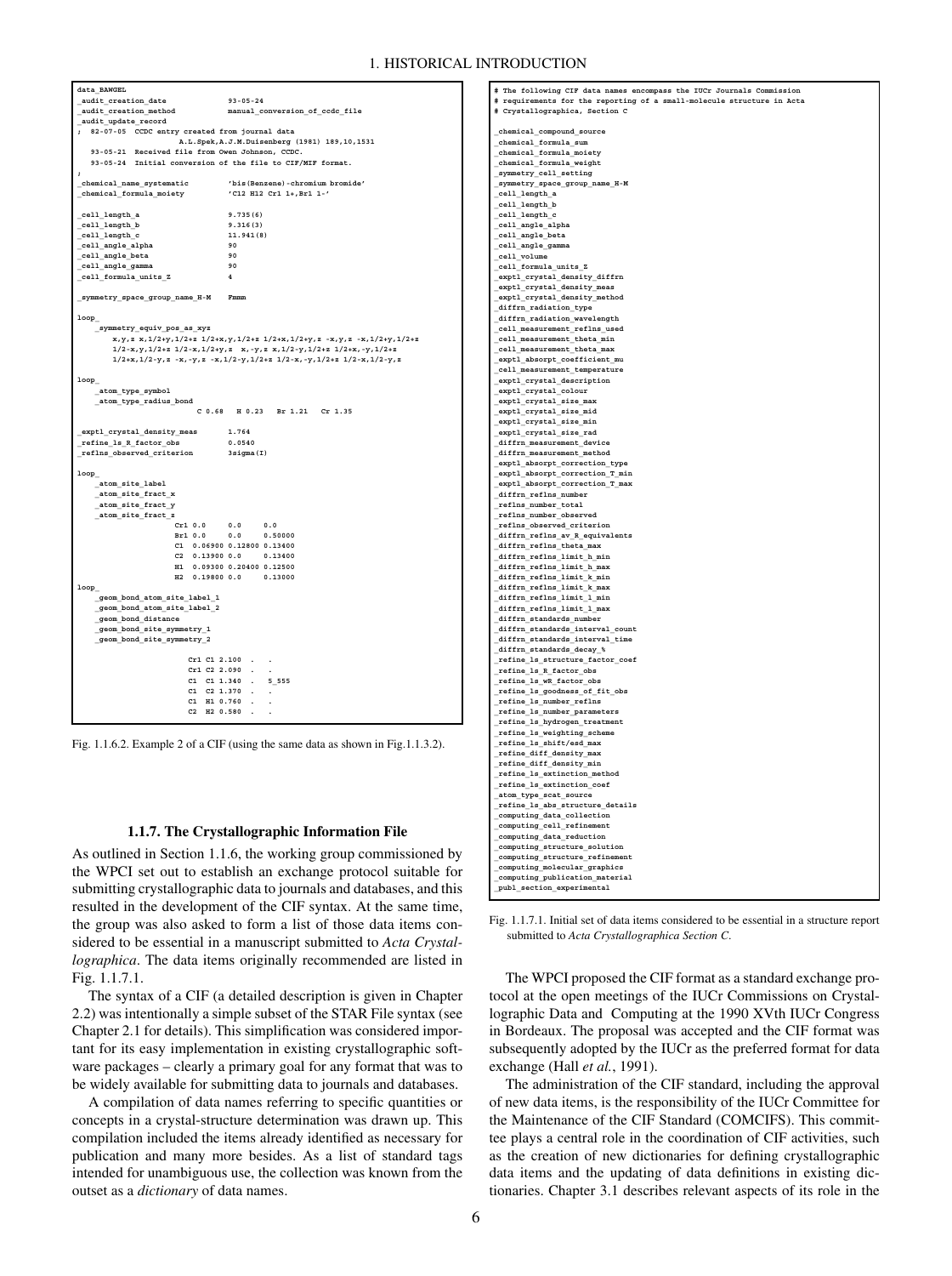```
data_BAWGEL
_audit_creation_date              93-05-24
_audit_creation_method            manual_conversion_of_ccdc_file
_audit_update_record
;  82-07-05  CCDC entry created from journal data
                 A.L.Spek,A.J.M.Duisenberg (1981) 189,10,1531
   93-05-21  Received file from Owen Johnson, CCDC.
   93-05-24  Initial conversion of the file to CIF/MIF format.
;
_chemical_name_systematic         'bis(Benzene)-chromium bromide'
_chemical_formula_moiety          'C12 H12 Cr1 1+,Br1 1-'

_cell_length_a                    9.735(6)
_cell_length_b                    9.316(3)
_cell_length_c                    11.941(8)
_cell_angle_alpha                 90
_cell_angle_beta                  90
_cell_angle_gamma                 90
_cell_formula_units_Z             4

_symmetry_space_group_name_H-M    Fmmm

loop_
    _symmetry_equiv_pos_as_xyz
       x,y,z x,1/2+y,1/2+z 1/2+x,y,1/2+z 1/2+x,1/2+y,z -x,y,z -x,1/2+y,1/2+z
       1/2-x,y,1/2+z 1/2-x,1/2+y,z  x,-y,z x,1/2-y,1/2+z 1/2+x,-y,1/2+z
       1/2+x,1/2-y,z -x,-y,z -x,1/2-y,1/2+z 1/2-x,-y,1/2+z 1/2-x,1/2-y,z

loop_
    _atom_type_symbol
    _atom_type_radius_bond
                         C 0.68   H 0.23   Br 1.21   Cr 1.35

_exptl_crystal_density_meas       1.764
_refine_ls_R_factor_obs           0.0540
_reflns_observed_criterion        3sigma(I)

loop_
    _atom_site_label
    _atom_site_fract_x
    _atom_site_fract_y
    _atom_site_fract_z
                    Cr1 0.0     0.0     0.0
                    Br1 0.0     0.0     0.50000
                    C1  0.06900 0.12800 0.13400
                    C2  0.13900 0.0     0.13400
                    H1  0.09300 0.20400 0.12500
                    H2  0.19800 0.0     0.13000
loop_
    _geom_bond_atom_site_label_1
    _geom_bond_atom_site_label_2
    _geom_bond_distance
    _geom_bond_site_symmetry_1
    _geom_bond_site_symmetry_2

                      Cr1 C1 2.100  .    .
                      Cr1 C2 2.090  .    .
                      C1  C1 1.340  .    5_555
                      C1  C2 1.370  .    .
                      C1  H1 0.760  .    .
                      C2  H2 0.580  .    .
```

Fig. 1.1.6.2. Example 2 of a CIF (using the same data as shown in Fig.1.1.3.2).

```
# The following CIF data names encompass the IUCr Journals Commission
# requirements for the reporting of a small-molecule structure in Acta
# Crystallographica, Section C

_chemical_compound_source
_chemical_formula_sum
_chemical_formula_moiety
_chemical_formula_weight
_symmetry_cell_setting
_symmetry_space_group_name_H-M
_cell_length_a
_cell_length_b
_cell_length_c
_cell_angle_alpha
_cell_angle_beta
_cell_angle_gamma
_cell_volume
_cell_formula_units_Z
_exptl_crystal_density_diffrn
_exptl_crystal_density_meas
_exptl_crystal_density_method
_diffrn_radiation_type
_diffrn_radiation_wavelength
_cell_measurement_reflns_used
_cell_measurement_theta_min
_cell_measurement_theta_max
_exptl_absorpt_coefficient_mu
_cell_measurement_temperature
_exptl_crystal_description
_exptl_crystal_colour
_exptl_crystal_size_max
_exptl_crystal_size_mid
_exptl_crystal_size_min
_exptl_crystal_size_rad
_diffrn_measurement_device
_diffrn_measurement_method
_exptl_absorpt_correction_type
_exptl_absorpt_correction_T_min
_exptl_absorpt_correction_T_max
_diffrn_reflns_number
_reflns_number_total
_reflns_number_observed
_reflns_observed_criterion
_diffrn_reflns_av_R_equivalents
_diffrn_reflns_theta_max
_diffrn_reflns_limit_h_min
_diffrn_reflns_limit_h_max
_diffrn_reflns_limit_k_min
_diffrn_reflns_limit_k_max
_diffrn_reflns_limit_l_min
_diffrn_reflns_limit_l_max
_diffrn_standards_number
_diffrn_standards_interval_count
_diffrn_standards_interval_time
_diffrn_standards_decay_%
_refine_ls_structure_factor_coef
_refine_ls_R_factor_obs
_refine_ls_wR_factor_obs
_refine_ls_goodness_of_fit_obs
_refine_ls_number_reflns
_refine_ls_number_parameters
_refine_ls_hydrogen_treatment
_refine_ls_weighting_scheme
_refine_ls_shift/esd_max
_refine_diff_density_max
_refine_diff_density_min
_refine_ls_extinction_method
_refine_ls_extinction_coef
_atom_type_scat_source
_refine_ls_abs_structure_details
_computing_data_collection
_computing_cell_refinement
_computing_data_reduction
_computing_structure_solution
_computing_structure_refinement
_computing_molecular_graphics
_computing_publication_material
_publ_section_experimental
```

Fig. 1.1.7.1. Initial set of data items considered to be essential in a structure report submitted to *Acta Crystallographica Section C*.

### 1.1.7. The Crystallographic Information File

As outlined in Section 1.1.6, the working group commissioned by the WPCI set out to establish an exchange protocol suitable for submitting crystallographic data to journals and databases, and this resulted in the development of the CIF syntax. At the same time, the group was also asked to form a list of those data items considered to be essential in a manuscript submitted to *Acta Crystallographica*. The data items originally recommended are listed in Fig. 1.1.7.1.

The syntax of a CIF (a detailed description is given in Chapter 2.2) was intentionally a simple subset of the STAR File syntax (see Chapter 2.1 for details). This simplification was considered important for its easy implementation in existing crystallographic software packages – clearly a primary goal for any format that was to be widely available for submitting data to journals and databases.

A compilation of data names referring to specific quantities or concepts in a crystal-structure determination was drawn up. This compilation included the items already identified as necessary for publication and many more besides. As a list of standard tags intended for unambiguous use, the collection was known from the outset as a *dictionary* of data names.

The WPCI proposed the CIF format as a standard exchange protocol at the open meetings of the IUCr Commissions on Crystallographic Data and Computing at the 1990 XVth IUCr Congress in Bordeaux. The proposal was accepted and the CIF format was subsequently adopted by the IUCr as the preferred format for data exchange (Hall *et al.*, 1991).

The administration of the CIF standard, including the approval of new data items, is the responsibility of the IUCr Committee for the Maintenance of the CIF Standard (COMCIFS). This committee plays a central role in the coordination of CIF activities, such as the creation of new dictionaries for defining crystallographic data items and the updating of data definitions in existing dictionaries. Chapter 3.1 describes relevant aspects of its role in the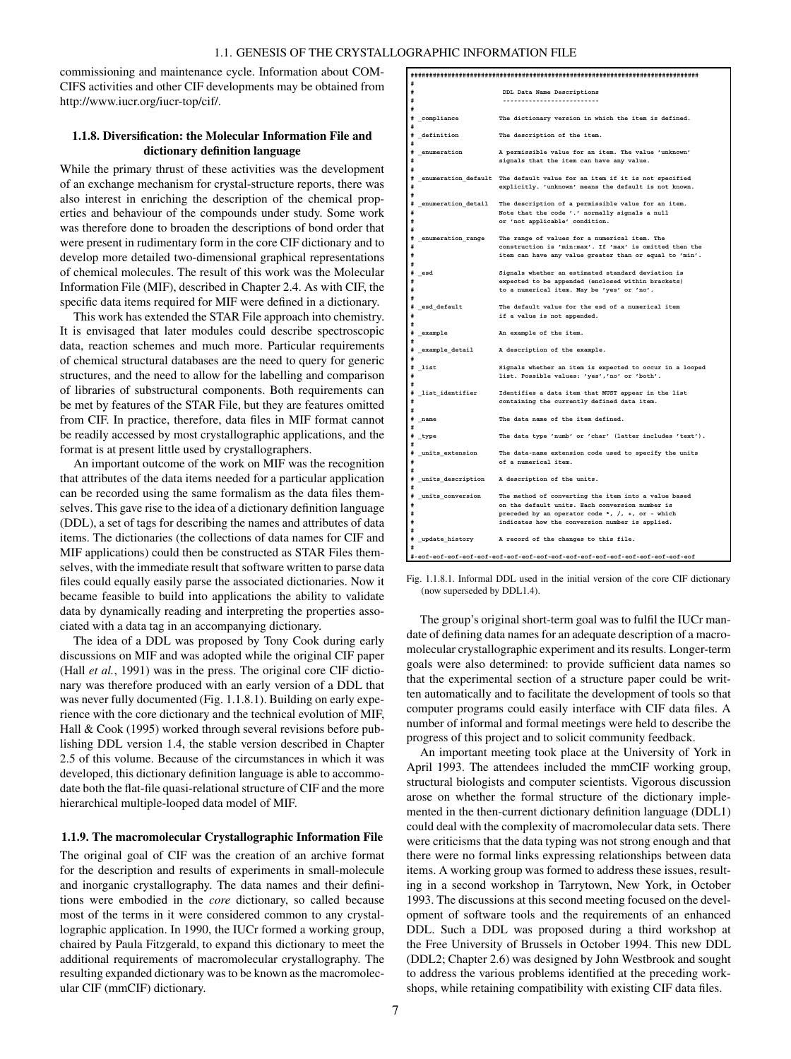commissioning and maintenance cycle. Information about COMCIFS activities and other CIF developments may be obtained from http://www.iucr.org/iucr-top/cif/.

### 1.1.8. Diversification: the Molecular Information File and dictionary definition language

While the primary thrust of these activities was the development of an exchange mechanism for crystal-structure reports, there was also interest in enriching the description of the chemical properties and behaviour of the compounds under study. Some work was therefore done to broaden the descriptions of bond order that were present in rudimentary form in the core CIF dictionary and to develop more detailed two-dimensional graphical representations of chemical molecules. The result of this work was the Molecular Information File (MIF), described in Chapter 2.4. As with CIF, the specific data items required for MIF were defined in a dictionary.

This work has extended the STAR File approach into chemistry. It is envisaged that later modules could describe spectroscopic data, reaction schemes and much more. Particular requirements of chemical structural databases are the need to query for generic structures, and the need to allow for the labelling and comparison of libraries of substructural components. Both requirements can be met by features of the STAR File, but they are features omitted from CIF. In practice, therefore, data files in MIF format cannot be readily accessed by most crystallographic applications, and the format is at present little used by crystallographers.

An important outcome of the work on MIF was the recognition that attributes of the data items needed for a particular application can be recorded using the same formalism as the data files themselves. This gave rise to the idea of a dictionary definition language (DDL), a set of tags for describing the names and attributes of data items. The dictionaries (the collections of data names for CIF and MIF applications) could then be constructed as STAR Files themselves, with the immediate result that software written to parse data files could equally easily parse the associated dictionaries. Now it became feasible to build into applications the ability to validate data by dynamically reading and interpreting the properties associated with a data tag in an accompanying dictionary.

The idea of a DDL was proposed by Tony Cook during early discussions on MIF and was adopted while the original CIF paper (Hall *et al.*, 1991) was in the press. The original core CIF dictionary was therefore produced with an early version of a DDL that was never fully documented (Fig. 1.1.8.1). Building on early experience with the core dictionary and the technical evolution of MIF, Hall & Cook (1995) worked through several revisions before publishing DDL version 1.4, the stable version described in Chapter 2.5 of this volume. Because of the circumstances in which it was developed, this dictionary definition language is able to accommodate both the flat-file quasi-relational structure of CIF and the more hierarchical multiple-looped data model of MIF.

```
################################################################################
#
#                        DDL Data Name Descriptions
#                        --------------------------
#
# _compliance           The dictionary version in which the item is defined.
#
# _definition           The description of the item.
#
# _enumeration          A permissible value for an item. The value 'unknown'
#                       signals that the item can have any value.
#
# _enumeration_default  The default value for an item if it is not specified
#                       explicitly. 'unknown' means the default is not known.
#
# _enumeration_detail   The description of a permissible value for an item.
#                       Note that the code '.' normally signals a null
#                       or 'not applicable' condition.
#
# _enumeration_range    The range of values for a numerical item. The
#                       construction is 'min:max'. If 'max' is omitted then the
#                       item can have any value greater than or equal to 'min'.
#
# _esd                  Signals whether an estimated standard deviation is
#                       expected to be appended (enclosed within brackets)
#                       to a numerical item. May be 'yes' or 'no'.
#
# _esd_default          The default value for the esd of a numerical item
#                       if a value is not appended.
#
# _example              An example of the item.
#
# _example_detail       A description of the example.
#
# _list                 Signals whether an item is expected to occur in a looped
#                       list. Possible values: 'yes','no' or 'both'.
#
# _list_identifier      Identifies a data item that MUST appear in the list
#                       containing the currently defined data item.
#
# _name                 The data name of the item defined.
#
# _type                 The data type 'numb' or 'char' (latter includes 'text').
#
# _units_extension      The data-name extension code used to specify the units
#                       of a numerical item.
#
# _units_description    A description of the units.
#
# _units_conversion     The method of converting the item into a value based
#                       on the default units. Each conversion number is
#                       preceded by an operator code *, /, +, or - which
#                       indicates how the conversion number is applied.
#
# _update_history       A record of the changes to this file.
#
#-eof-eof-eof-eof-eof-eof-eof-eof-eof-eof-eof-eof-eof-eof-eof-eof-eof-eof-eof-eof
```

Fig. 1.1.8.1. Informal DDL used in the initial version of the core CIF dictionary (now superseded by DDL1.4).

### 1.1.9. The macromolecular Crystallographic Information File

The original goal of CIF was the creation of an archive format for the description and results of experiments in small-molecule and inorganic crystallography. The data names and their definitions were embodied in the *core* dictionary, so called because most of the terms in it were considered common to any crystallographic application. In 1990, the IUCr formed a working group, chaired by Paula Fitzgerald, to expand this dictionary to meet the additional requirements of macromolecular crystallography. The resulting expanded dictionary was to be known as the macromolecular CIF (mmCIF) dictionary.

The group's original short-term goal was to fulfil the IUCr mandate of defining data names for an adequate description of a macromolecular crystallographic experiment and its results. Longer-term goals were also determined: to provide sufficient data names so that the experimental section of a structure paper could be written automatically and to facilitate the development of tools so that computer programs could easily interface with CIF data files. A number of informal and formal meetings were held to describe the progress of this project and to solicit community feedback.

An important meeting took place at the University of York in April 1993. The attendees included the mmCIF working group, structural biologists and computer scientists. Vigorous discussion arose on whether the formal structure of the dictionary implemented in the then-current dictionary definition language (DDL1) could deal with the complexity of macromolecular data sets. There were criticisms that the data typing was not strong enough and that there were no formal links expressing relationships between data items. A working group was formed to address these issues, resulting in a second workshop in Tarrytown, New York, in October 1993. The discussions at this second meeting focused on the development of software tools and the requirements of an enhanced DDL. Such a DDL was proposed during a third workshop at the Free University of Brussels in October 1994. This new DDL (DDL2; Chapter 2.6) was designed by John Westbrook and sought to address the various problems identified at the preceding workshops, while retaining compatibility with existing CIF data files.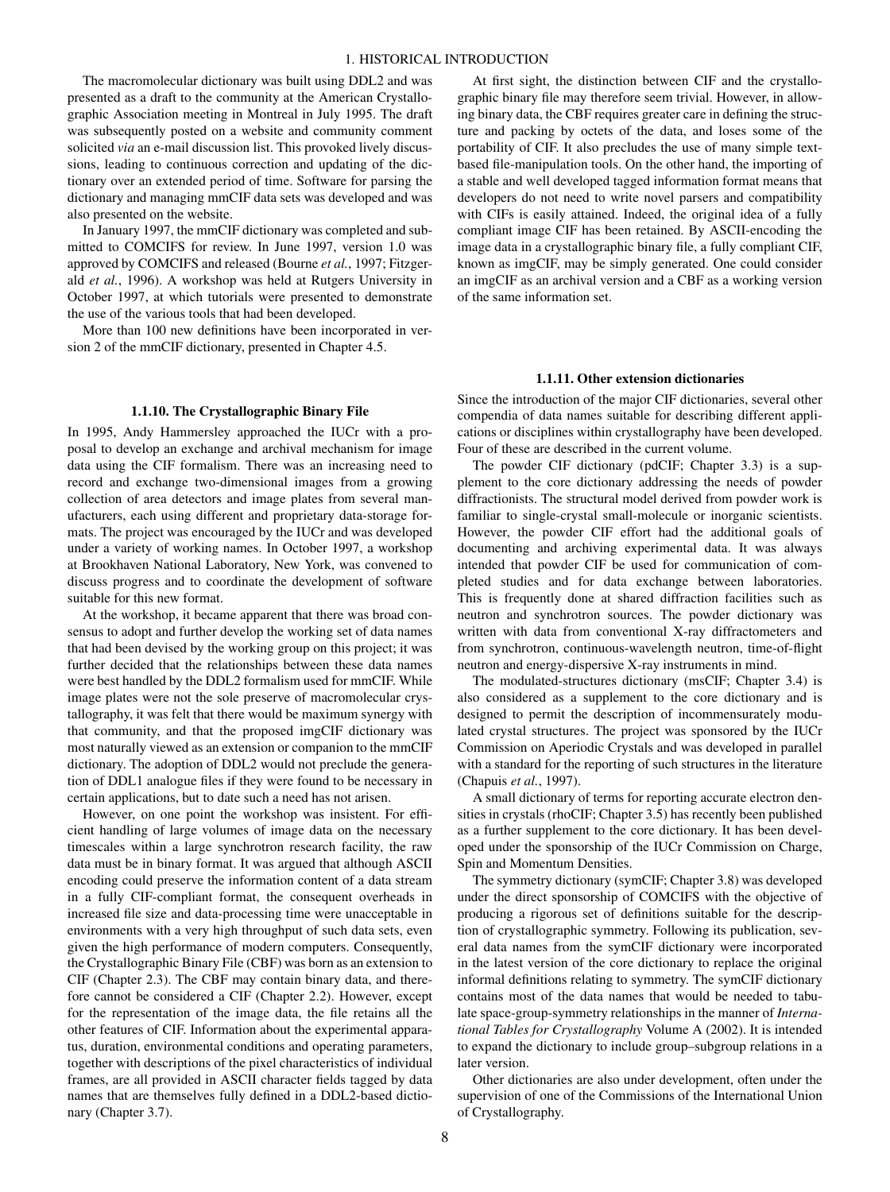The macromolecular dictionary was built using DDL2 and was presented as a draft to the community at the American Crystallographic Association meeting in Montreal in July 1995. The draft was subsequently posted on a website and community comment solicited *via* an e-mail discussion list. This provoked lively discussions, leading to continuous correction and updating of the dictionary over an extended period of time. Software for parsing the dictionary and managing mmCIF data sets was developed and was also presented on the website.

In January 1997, the mmCIF dictionary was completed and submitted to COMCIFS for review. In June 1997, version 1.0 was approved by COMCIFS and released (Bourne *et al.*, 1997; Fitzgerald *et al.*, 1996). A workshop was held at Rutgers University in October 1997, at which tutorials were presented to demonstrate the use of the various tools that had been developed.

More than 100 new definitions have been incorporated in version 2 of the mmCIF dictionary, presented in Chapter 4.5.

### 1.1.10. The Crystallographic Binary File

In 1995, Andy Hammersley approached the IUCr with a proposal to develop an exchange and archival mechanism for image data using the CIF formalism. There was an increasing need to record and exchange two-dimensional images from a growing collection of area detectors and image plates from several manufacturers, each using different and proprietary data-storage formats. The project was encouraged by the IUCr and was developed under a variety of working names. In October 1997, a workshop at Brookhaven National Laboratory, New York, was convened to discuss progress and to coordinate the development of software suitable for this new format.

At the workshop, it became apparent that there was broad consensus to adopt and further develop the working set of data names that had been devised by the working group on this project; it was further decided that the relationships between these data names were best handled by the DDL2 formalism used for mmCIF. While image plates were not the sole preserve of macromolecular crystallography, it was felt that there would be maximum synergy with that community, and that the proposed imgCIF dictionary was most naturally viewed as an extension or companion to the mmCIF dictionary. The adoption of DDL2 would not preclude the generation of DDL1 analogue files if they were found to be necessary in certain applications, but to date such a need has not arisen.

However, on one point the workshop was insistent. For efficient handling of large volumes of image data on the necessary timescales within a large synchrotron research facility, the raw data must be in binary format. It was argued that although ASCII encoding could preserve the information content of a data stream in a fully CIF-compliant format, the consequent overheads in increased file size and data-processing time were unacceptable in environments with a very high throughput of such data sets, even given the high performance of modern computers. Consequently, the Crystallographic Binary File (CBF) was born as an extension to CIF (Chapter 2.3). The CBF may contain binary data, and therefore cannot be considered a CIF (Chapter 2.2). However, except for the representation of the image data, the file retains all the other features of CIF. Information about the experimental apparatus, duration, environmental conditions and operating parameters, together with descriptions of the pixel characteristics of individual frames, are all provided in ASCII character fields tagged by data names that are themselves fully defined in a DDL2-based dictionary (Chapter 3.7).

At first sight, the distinction between CIF and the crystallographic binary file may therefore seem trivial. However, in allowing binary data, the CBF requires greater care in defining the structure and packing by octets of the data, and loses some of the portability of CIF. It also precludes the use of many simple text-based file-manipulation tools. On the other hand, the importing of a stable and well developed tagged information format means that developers do not need to write novel parsers and compatibility with CIFs is easily attained. Indeed, the original idea of a fully compliant image CIF has been retained. By ASCII-encoding the image data in a crystallographic binary file, a fully compliant CIF, known as imgCIF, may be simply generated. One could consider an imgCIF as an archival version and a CBF as a working version of the same information set.

### 1.1.11. Other extension dictionaries

Since the introduction of the major CIF dictionaries, several other compendia of data names suitable for describing different applications or disciplines within crystallography have been developed. Four of these are described in the current volume.

The powder CIF dictionary (pdCIF; Chapter 3.3) is a supplement to the core dictionary addressing the needs of powder diffractionists. The structural model derived from powder work is familiar to single-crystal small-molecule or inorganic scientists. However, the powder CIF effort had the additional goals of documenting and archiving experimental data. It was always intended that powder CIF be used for communication of completed studies and for data exchange between laboratories. This is frequently done at shared diffraction facilities such as neutron and synchrotron sources. The powder dictionary was written with data from conventional X-ray diffractometers and from synchrotron, continuous-wavelength neutron, time-of-flight neutron and energy-dispersive X-ray instruments in mind.

The modulated-structures dictionary (msCIF; Chapter 3.4) is also considered as a supplement to the core dictionary and is designed to permit the description of incommensurately modulated crystal structures. The project was sponsored by the IUCr Commission on Aperiodic Crystals and was developed in parallel with a standard for the reporting of such structures in the literature (Chapuis *et al.*, 1997).

A small dictionary of terms for reporting accurate electron densities in crystals (rhoCIF; Chapter 3.5) has recently been published as a further supplement to the core dictionary. It has been developed under the sponsorship of the IUCr Commission on Charge, Spin and Momentum Densities.

The symmetry dictionary (symCIF; Chapter 3.8) was developed under the direct sponsorship of COMCIFS with the objective of producing a rigorous set of definitions suitable for the description of crystallographic symmetry. Following its publication, several data names from the symCIF dictionary were incorporated in the latest version of the core dictionary to replace the original informal definitions relating to symmetry. The symCIF dictionary contains most of the data names that would be needed to tabulate space-group-symmetry relationships in the manner of *International Tables for Crystallography* Volume A (2002). It is intended to expand the dictionary to include group–subgroup relations in a later version.

Other dictionaries are also under development, often under the supervision of one of the Commissions of the International Union of Crystallography.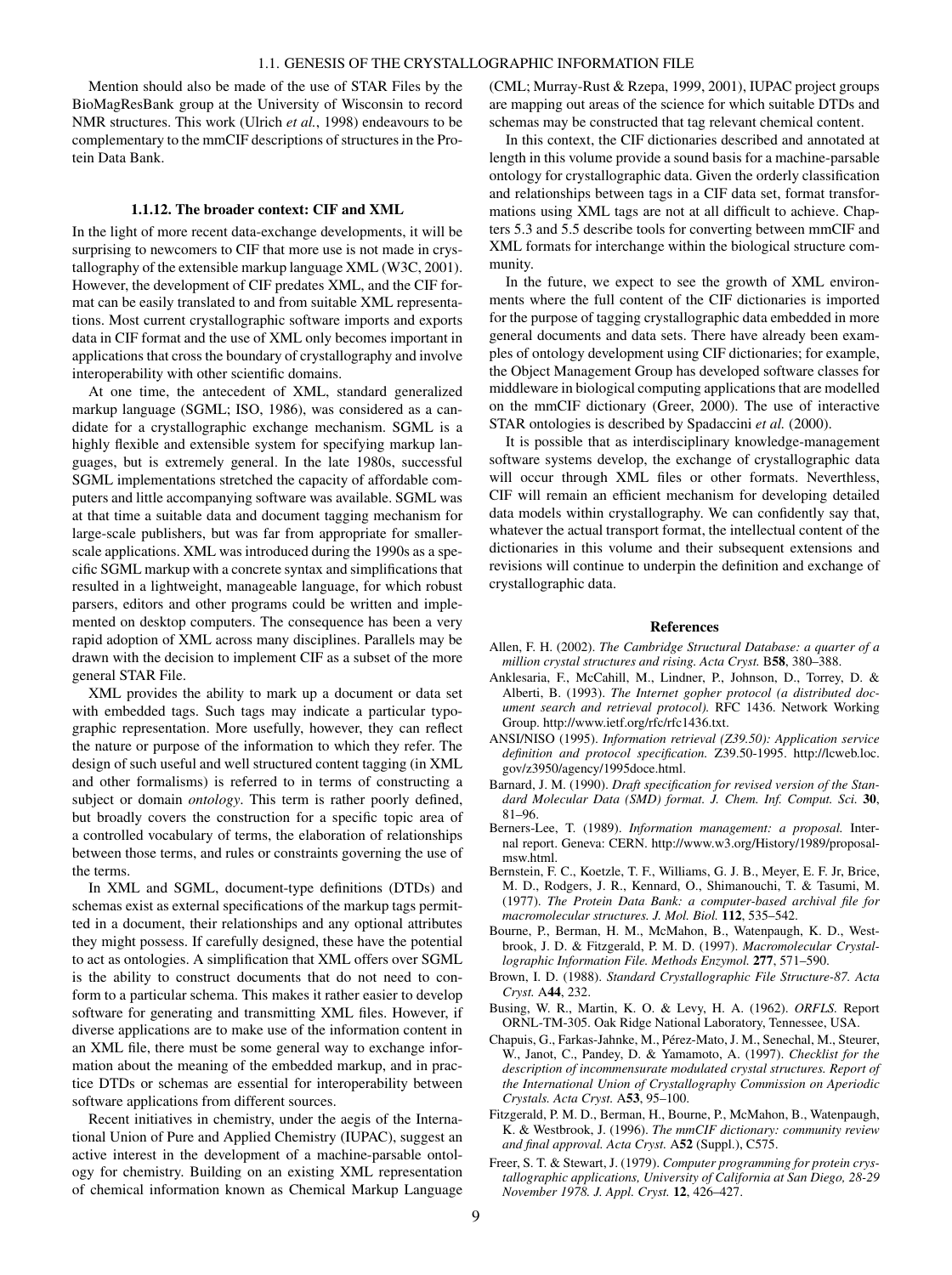Mention should also be made of the use of STAR Files by the BioMagResBank group at the University of Wisconsin to record NMR structures. This work (Ulrich *et al.*, 1998) endeavours to be complementary to the mmCIF descriptions of structures in the Protein Data Bank.

### 1.1.12. The broader context: CIF and XML

In the light of more recent data-exchange developments, it will be surprising to newcomers to CIF that more use is not made in crystallography of the extensible markup language XML (W3C, 2001). However, the development of CIF predates XML, and the CIF format can be easily translated to and from suitable XML representations. Most current crystallographic software imports and exports data in CIF format and the use of XML only becomes important in applications that cross the boundary of crystallography and involve interoperability with other scientific domains.

At one time, the antecedent of XML, standard generalized markup language (SGML; ISO, 1986), was considered as a candidate for a crystallographic exchange mechanism. SGML is a highly flexible and extensible system for specifying markup languages, but is extremely general. In the late 1980s, successful SGML implementations stretched the capacity of affordable computers and little accompanying software was available. SGML was at that time a suitable data and document tagging mechanism for large-scale publishers, but was far from appropriate for smaller-scale applications. XML was introduced during the 1990s as a specific SGML markup with a concrete syntax and simplifications that resulted in a lightweight, manageable language, for which robust parsers, editors and other programs could be written and implemented on desktop computers. The consequence has been a very rapid adoption of XML across many disciplines. Parallels may be drawn with the decision to implement CIF as a subset of the more general STAR File.

XML provides the ability to mark up a document or data set with embedded tags. Such tags may indicate a particular typographic representation. More usefully, however, they can reflect the nature or purpose of the information to which they refer. The design of such useful and well structured content tagging (in XML and other formalisms) is referred to in terms of constructing a subject or domain *ontology*. This term is rather poorly defined, but broadly covers the construction for a specific topic area of a controlled vocabulary of terms, the elaboration of relationships between those terms, and rules or constraints governing the use of the terms.

In XML and SGML, document-type definitions (DTDs) and schemas exist as external specifications of the markup tags permitted in a document, their relationships and any optional attributes they might possess. If carefully designed, these have the potential to act as ontologies. A simplification that XML offers over SGML is the ability to construct documents that do not need to conform to a particular schema. This makes it rather easier to develop software for generating and transmitting XML files. However, if diverse applications are to make use of the information content in an XML file, there must be some general way to exchange information about the meaning of the embedded markup, and in practice DTDs or schemas are essential for interoperability between software applications from different sources.

Recent initiatives in chemistry, under the aegis of the International Union of Pure and Applied Chemistry (IUPAC), suggest an active interest in the development of a machine-parsable ontology for chemistry. Building on an existing XML representation of chemical information known as Chemical Markup Language (CML; Murray-Rust & Rzepa, 1999, 2001), IUPAC project groups are mapping out areas of the science for which suitable DTDs and schemas may be constructed that tag relevant chemical content.

In this context, the CIF dictionaries described and annotated at length in this volume provide a sound basis for a machine-parsable ontology for crystallographic data. Given the orderly classification and relationships between tags in a CIF data set, format transformations using XML tags are not at all difficult to achieve. Chapters 5.3 and 5.5 describe tools for converting between mmCIF and XML formats for interchange within the biological structure community.

In the future, we expect to see the growth of XML environments where the full content of the CIF dictionaries is imported for the purpose of tagging crystallographic data embedded in more general documents and data sets. There have already been examples of ontology development using CIF dictionaries; for example, the Object Management Group has developed software classes for middleware in biological computing applications that are modelled on the mmCIF dictionary (Greer, 2000). The use of interactive STAR ontologies is described by Spadaccini *et al.* (2000).

It is possible that as interdisciplinary knowledge-management software systems develop, the exchange of crystallographic data will occur through XML files or other formats. Neverthless, CIF will remain an efficient mechanism for developing detailed data models within crystallography. We can confidently say that, whatever the actual transport format, the intellectual content of the dictionaries in this volume and their subsequent extensions and revisions will continue to underpin the definition and exchange of crystallographic data.

### References

Allen, F. H. (2002). *The Cambridge Structural Database: a quarter of a million crystal structures and rising. Acta Cryst.* B**58**, 380–388.

Anklesaria, F., McCahill, M., Lindner, P., Johnson, D., Torrey, D. & Alberti, B. (1993). *The Internet gopher protocol (a distributed document search and retrieval protocol).* RFC 1436. Network Working Group. http://www.ietf.org/rfc/rfc1436.txt.

ANSI/NISO (1995). *Information retrieval (Z39.50): Application service definition and protocol specification.* Z39.50-1995. http://lcweb.loc.gov/z3950/agency/1995doce.html.

Barnard, J. M. (1990). *Draft specification for revised version of the Standard Molecular Data (SMD) format. J. Chem. Inf. Comput. Sci.* **30**, 81–96.

Berners-Lee, T. (1989). *Information management: a proposal.* Internal report. Geneva: CERN. http://www.w3.org/History/1989/proposal-msw.html.

Bernstein, F. C., Koetzle, T. F., Williams, G. J. B., Meyer, E. F. Jr, Brice, M. D., Rodgers, J. R., Kennard, O., Shimanouchi, T. & Tasumi, M. (1977). *The Protein Data Bank: a computer-based archival file for macromolecular structures. J. Mol. Biol.* **112**, 535–542.

Bourne, P., Berman, H. M., McMahon, B., Watenpaugh, K. D., Westbrook, J. D. & Fitzgerald, P. M. D. (1997). *Macromolecular Crystallographic Information File. Methods Enzymol.* **277**, 571–590.

Brown, I. D. (1988). *Standard Crystallographic File Structure-87. Acta Cryst.* A**44**, 232.

Busing, W. R., Martin, K. O. & Levy, H. A. (1962). *ORFLS.* Report ORNL-TM-305. Oak Ridge National Laboratory, Tennessee, USA.

Chapuis, G., Farkas-Jahnke, M., Pérez-Mato, J. M., Senechal, M., Steurer, W., Janot, C., Pandey, D. & Yamamoto, A. (1997). *Checklist for the description of incommensurate modulated crystal structures. Report of the International Union of Crystallography Commission on Aperiodic Crystals. Acta Cryst.* A**53**, 95–100.

Fitzgerald, P. M. D., Berman, H., Bourne, P., McMahon, B., Watenpaugh, K. & Westbrook, J. (1996). *The mmCIF dictionary: community review and final approval. Acta Cryst.* A**52** (Suppl.), C575.

Freer, S. T. & Stewart, J. (1979). *Computer programming for protein crystallographic applications, University of California at San Diego, 28-29 November 1978. J. Appl. Cryst.* **12**, 426–427.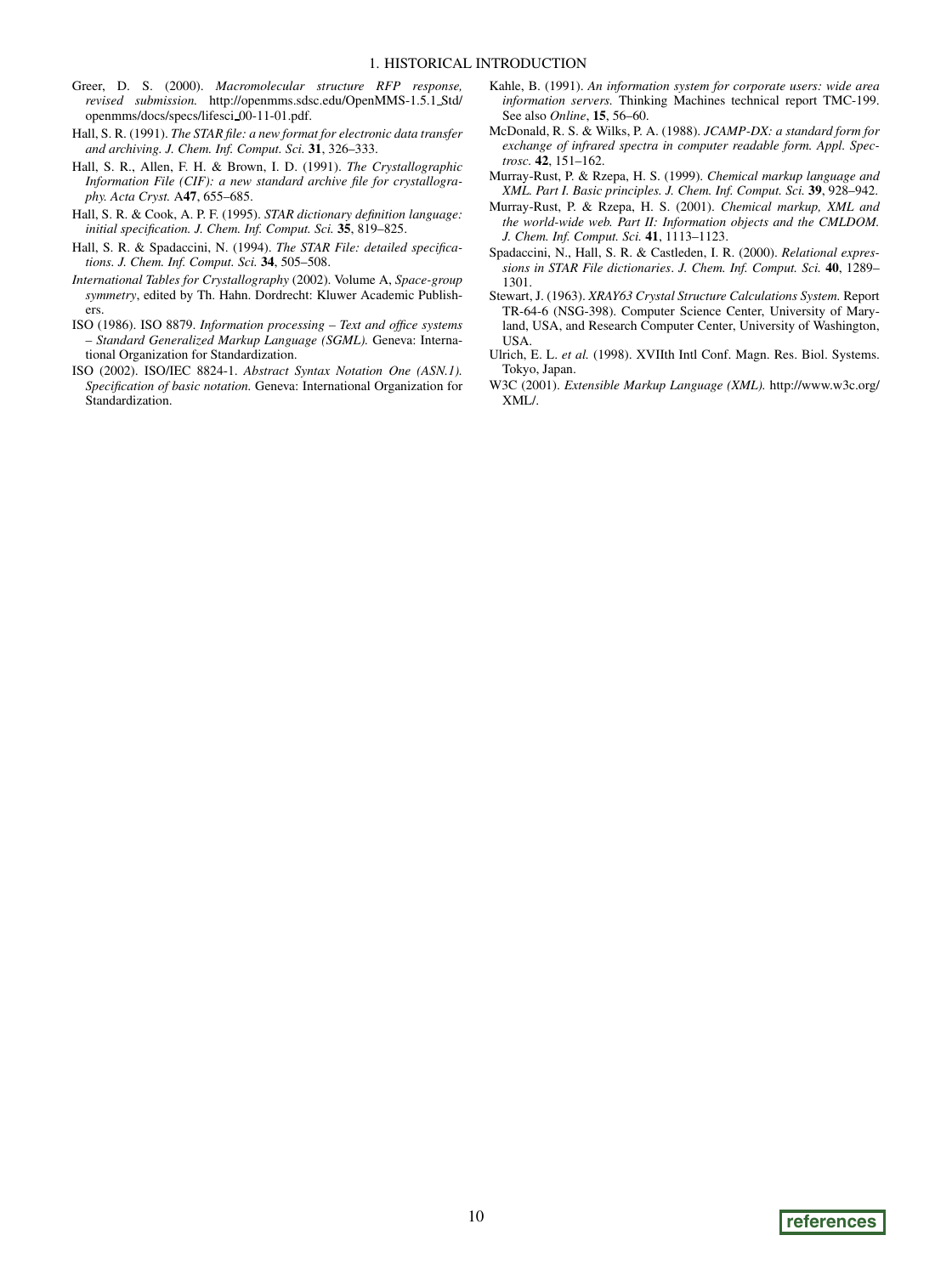Greer, D. S. (2000). *Macromolecular structure RFP response, revised submission.* http://openmms.sdsc.edu/OpenMMS-1.5.1_Std/openmms/docs/specs/lifesci_00-11-01.pdf.

Hall, S. R. (1991). *The STAR file: a new format for electronic data transfer and archiving. J. Chem. Inf. Comput. Sci.* **31**, 326–333.

Hall, S. R., Allen, F. H. & Brown, I. D. (1991). *The Crystallographic Information File (CIF): a new standard archive file for crystallography. Acta Cryst.* A**47**, 655–685.

Hall, S. R. & Cook, A. P. F. (1995). *STAR dictionary definition language: initial specification. J. Chem. Inf. Comput. Sci.* **35**, 819–825.

Hall, S. R. & Spadaccini, N. (1994). *The STAR File: detailed specifications. J. Chem. Inf. Comput. Sci.* **34**, 505–508.

*International Tables for Crystallography* (2002). Volume A, *Space-group symmetry*, edited by Th. Hahn. Dordrecht: Kluwer Academic Publishers.

ISO (1986). ISO 8879. *Information processing – Text and office systems – Standard Generalized Markup Language (SGML).* Geneva: International Organization for Standardization.

ISO (2002). ISO/IEC 8824-1. *Abstract Syntax Notation One (ASN.1). Specification of basic notation.* Geneva: International Organization for Standardization.

Kahle, B. (1991). *An information system for corporate users: wide area information servers.* Thinking Machines technical report TMC-199. See also *Online*, **15**, 56–60.

McDonald, R. S. & Wilks, P. A. (1988). *JCAMP-DX: a standard form for exchange of infrared spectra in computer readable form. Appl. Spectrosc.* **42**, 151–162.

Murray-Rust, P. & Rzepa, H. S. (1999). *Chemical markup language and XML. Part I. Basic principles. J. Chem. Inf. Comput. Sci.* **39**, 928–942.

Murray-Rust, P. & Rzepa, H. S. (2001). *Chemical markup, XML and the world-wide web. Part II: Information objects and the CMLDOM. J. Chem. Inf. Comput. Sci.* **41**, 1113–1123.

Spadaccini, N., Hall, S. R. & Castleden, I. R. (2000). *Relational expressions in STAR File dictionaries*. *J. Chem. Inf. Comput. Sci.* **40**, 1289–1301.

Stewart, J. (1963). *XRAY63 Crystal Structure Calculations System.* Report TR-64-6 (NSG-398). Computer Science Center, University of Maryland, USA, and Research Computer Center, University of Washington, USA.

Ulrich, E. L. *et al.* (1998). XVIIth Intl Conf. Magn. Res. Biol. Systems. Tokyo, Japan.

W3C (2001). *Extensible Markup Language (XML).* http://www.w3c.org/XML/.